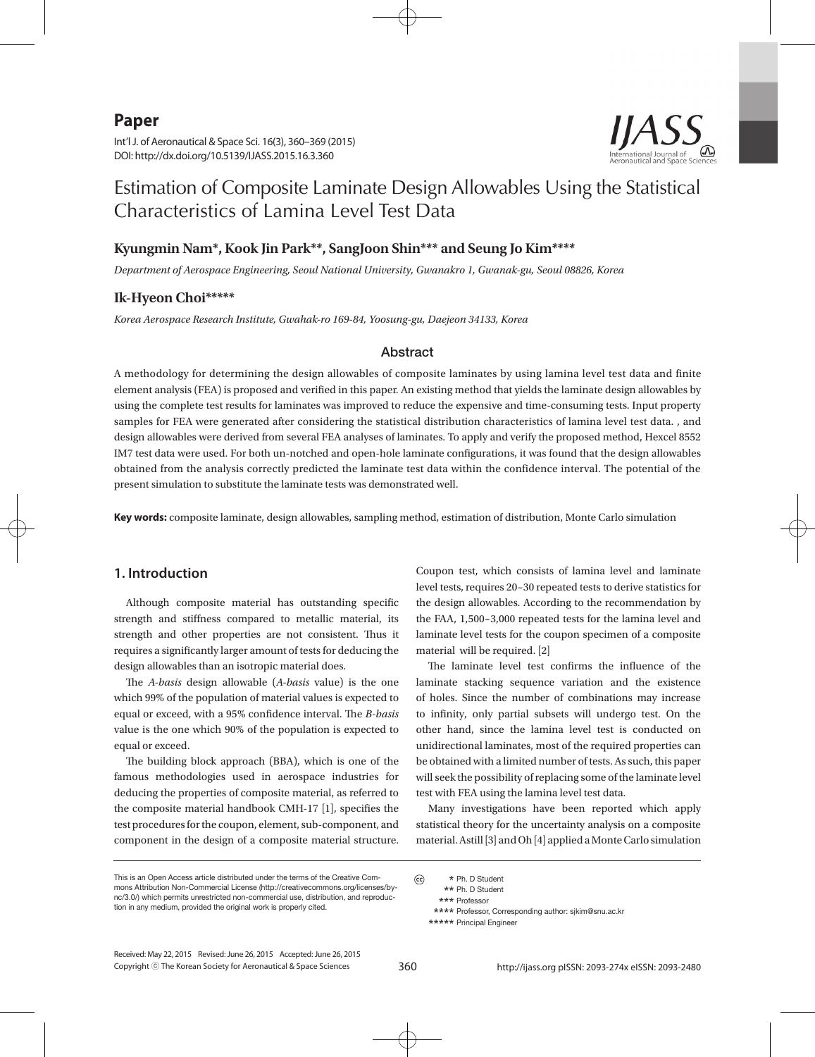**Paper**

Int'l J. of Aeronautical & Space Sci. 16(3), 360–369 (2015)
DOI: http://dx.doi.org/10.5139/IJASS.2015.16.3.360

# Estimation of Composite Laminate Design Allowables Using the Statistical Characteristics of Lamina Level Test Data

**Kyungmin Nam\*, Kook Jin Park\*\*, SangJoon Shin\*\*\* and Seung Jo Kim\*\*\*\***

*Department of Aerospace Engineering, Seoul National University, Gwanakro 1, Gwanak-gu, Seoul 08826, Korea*

**Ik-Hyeon Choi\*\*\*\*\***

*Korea Aerospace Research Institute, Gwahak-ro 169-84, Yoosung-gu, Daejeon 34133, Korea*

## Abstract

A methodology for determining the design allowables of composite laminates by using lamina level test data and finite element analysis (FEA) is proposed and verified in this paper. An existing method that yields the laminate design allowables by using the complete test results for laminates was improved to reduce the expensive and time-consuming tests. Input property samples for FEA were generated after considering the statistical distribution characteristics of lamina level test data. , and design allowables were derived from several FEA analyses of laminates. To apply and verify the proposed method, Hexcel 8552 IM7 test data were used. For both un-notched and open-hole laminate configurations, it was found that the design allowables obtained from the analysis correctly predicted the laminate test data within the confidence interval. The potential of the present simulation to substitute the laminate tests was demonstrated well.

**Key words:** composite laminate, design allowables, sampling method, estimation of distribution, Monte Carlo simulation

## 1. Introduction

Although composite material has outstanding specific strength and stiffness compared to metallic material, its strength and other properties are not consistent. Thus it requires a significantly larger amount of tests for deducing the design allowables than an isotropic material does.

The *A-basis* design allowable (*A-basis* value) is the one which 99% of the population of material values is expected to equal or exceed, with a 95% confidence interval. The *B-basis* value is the one which 90% of the population is expected to equal or exceed.

The building block approach (BBA), which is one of the famous methodologies used in aerospace industries for deducing the properties of composite material, as referred to the composite material handbook CMH-17 [1], specifies the test procedures for the coupon, element, sub-component, and component in the design of a composite material structure. Coupon test, which consists of lamina level and laminate level tests, requires 20~30 repeated tests to derive statistics for the design allowables. According to the recommendation by the FAA, 1,500~3,000 repeated tests for the lamina level and laminate level tests for the coupon specimen of a composite material will be required. [2]

The laminate level test confirms the influence of the laminate stacking sequence variation and the existence of holes. Since the number of combinations may increase to infinity, only partial subsets will undergo test. On the other hand, since the lamina level test is conducted on unidirectional laminates, most of the required properties can be obtained with a limited number of tests. As such, this paper will seek the possibility of replacing some of the laminate level test with FEA using the lamina level test data.

Many investigations have been reported which apply statistical theory for the uncertainty analysis on a composite material. Astill [3] and Oh [4] applied a Monte Carlo simulation

---

This is an Open Access article distributed under the terms of the Creative Commons Attribution Non-Commercial License (http://creativecommons.org/licenses/by-nc/3.0/) which permits unrestricted non-commercial use, distribution, and reproduction in any medium, provided the original work is properly cited.

\* Ph. D Student
\*\* Ph. D Student
\*\*\* Professor
\*\*\*\* Professor, Corresponding author: sjkim@snu.ac.kr
\*\*\*\*\* Principal Engineer

Received: May 22, 2015 Revised: June 26, 2015 Accepted: June 26, 2015
Copyright ⓒ The Korean Society for Aeronautical & Space Sciences

http://ijass.org pISSN: 2093-274x eISSN: 2093-2480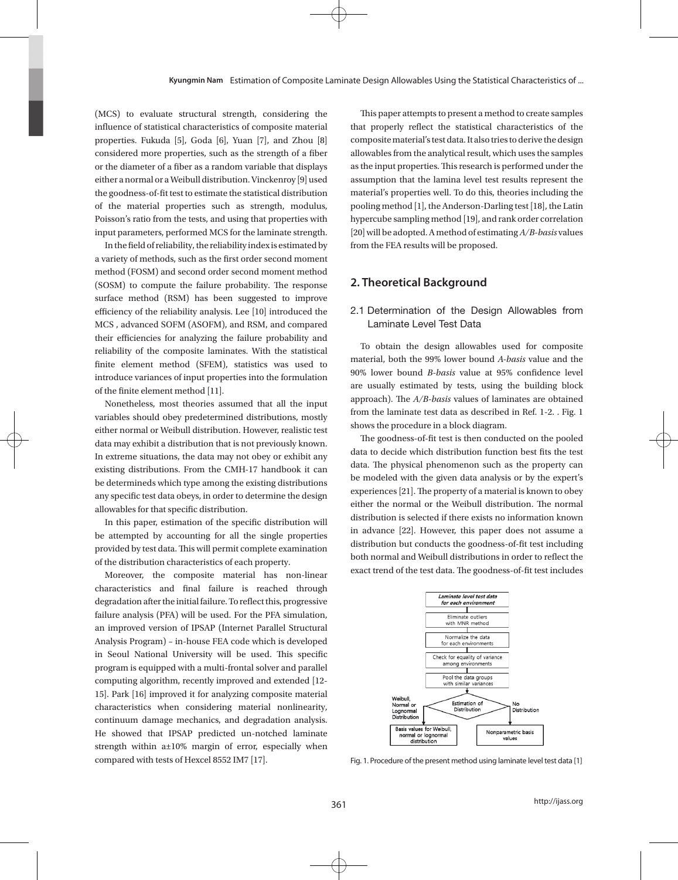(MCS) to evaluate structural strength, considering the influence of statistical characteristics of composite material properties. Fukuda [5], Goda [6], Yuan [7], and Zhou [8] considered more properties, such as the strength of a fiber or the diameter of a fiber as a random variable that displays either a normal or a Weibull distribution. Vinckenroy [9] used the goodness-of-fit test to estimate the statistical distribution of the material properties such as strength, modulus, Poisson's ratio from the tests, and using that properties with input parameters, performed MCS for the laminate strength.

In the field of reliability, the reliability index is estimated by a variety of methods, such as the first order second moment method (FOSM) and second order second moment method (SOSM) to compute the failure probability. The response surface method (RSM) has been suggested to improve efficiency of the reliability analysis. Lee [10] introduced the MCS , advanced SOFM (ASOFM), and RSM, and compared their efficiencies for analyzing the failure probability and reliability of the composite laminates. With the statistical finite element method (SFEM), statistics was used to introduce variances of input properties into the formulation of the finite element method [11].

Nonetheless, most theories assumed that all the input variables should obey predetermined distributions, mostly either normal or Weibull distribution. However, realistic test data may exhibit a distribution that is not previously known. In extreme situations, the data may not obey or exhibit any existing distributions. From the CMH-17 handbook it can be determineds which type among the existing distributions any specific test data obeys, in order to determine the design allowables for that specific distribution.

In this paper, estimation of the specific distribution will be attempted by accounting for all the single properties provided by test data. This will permit complete examination of the distribution characteristics of each property.

Moreover, the composite material has non-linear characteristics and final failure is reached through degradation after the initial failure. To reflect this, progressive failure analysis (PFA) will be used. For the PFA simulation, an improved version of IPSAP (Internet Parallel Structural Analysis Program) – in-house FEA code which is developed in Seoul National University will be used. This specific program is equipped with a multi-frontal solver and parallel computing algorithm, recently improved and extended [12-15]. Park [16] improved it for analyzing composite material characteristics when considering material nonlinearity, continuum damage mechanics, and degradation analysis. He showed that IPSAP predicted un-notched laminate strength within a±10% margin of error, especially when compared with tests of Hexcel 8552 IM7 [17].

This paper attempts to present a method to create samples that properly reflect the statistical characteristics of the composite material's test data. It also tries to derive the design allowables from the analytical result, which uses the samples as the input properties. This research is performed under the assumption that the lamina level test results represent the material's properties well. To do this, theories including the pooling method [1], the Anderson-Darling test [18], the Latin hypercube sampling method [19], and rank order correlation [20] will be adopted. A method of estimating *A/B-basis* values from the FEA results will be proposed.

## 2. Theoretical Background

### 2.1 Determination of the Design Allowables from Laminate Level Test Data

To obtain the design allowables used for composite material, both the 99% lower bound *A-basis* value and the 90% lower bound *B-basis* value at 95% confidence level are usually estimated by tests, using the building block approach). The *A/B-basis* values of laminates are obtained from the laminate test data as described in Ref. 1-2. . Fig. 1 shows the procedure in a block diagram.

The goodness-of-fit test is then conducted on the pooled data to decide which distribution function best fits the test data. The physical phenomenon such as the property can be modeled with the given data analysis or by the expert's experiences [21]. The property of a material is known to obey either the normal or the Weibull distribution. The normal distribution is selected if there exists no information known in advance [22]. However, this paper does not assume a distribution but conducts the goodness-of-fit test including both normal and Weibull distributions in order to reflect the exact trend of the test data. The goodness-of-fit test includes

Laminate level test data for each environment → Eliminate outliers with MNR method → Normalize the data for each environments → Check for equality of variance among environments → Pool the data groups with similar variances → Estimation of Distribution → (Weibull, Normal or Lognormal Distribution) Basis values for Weibull, normal or lognormal distribution / (No Distribution) Nonparametric basis values

Fig. 1. Procedure of the present method using laminate level test data [1]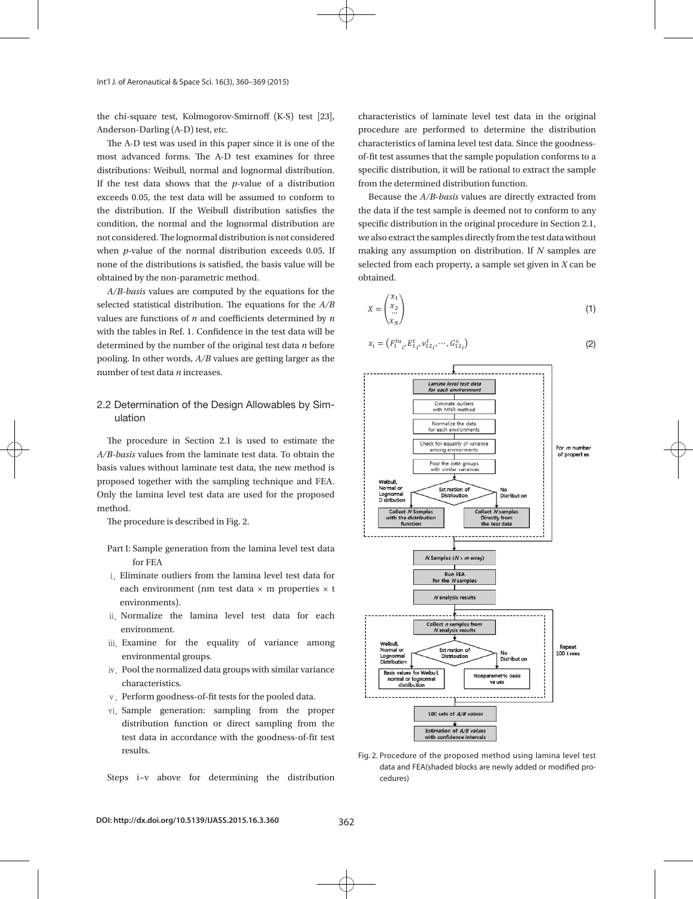the chi-square test, Kolmogorov-Smirnoff (K-S) test [23], Anderson-Darling (A-D) test, etc.

The A-D test was used in this paper since it is one of the most advanced forms. The A-D test examines for three distributions: Weibull, normal and lognormal distribution. If the test data shows that the *p*-value of a distribution exceeds 0.05, the test data will be assumed to conform to the distribution. If the Weibull distribution satisfies the condition, the normal and the lognormal distribution are not considered. The lognormal distribution is not considered when *p*-value of the normal distribution exceeds 0.05. If none of the distributions is satisfied, the basis value will be obtained by the non-parametric method.

*A/B-basis* values are computed by the equations for the selected statistical distribution. The equations for the *A/B* values are functions of *n* and coefficients determined by *n* with the tables in Ref. 1. Confidence in the test data will be determined by the number of the original test data *n* before pooling. In other words, *A/B* values are getting larger as the number of test data *n* increases.

## 2.2 Determination of the Design Allowables by Simulation

The procedure in Section 2.1 is used to estimate the *A/B-basis* values from the laminate test data. To obtain the basis values without laminate test data, the new method is proposed together with the sampling technique and FEA. Only the lamina level test data are used for the proposed method.

The procedure is described in Fig. 2.

Part I: Sample generation from the lamina level test data for FEA

i. Eliminate outliers from the lamina level test data for each environment (nm test data × m properties × t environments).
ii. Normalize the lamina level test data for each environment.
iii. Examine for the equality of variance among environmental groups.
iv. Pool the normalized data groups with similar variance characteristics.
v. Perform goodness-of-fit tests for the pooled data.
vi. Sample generation: sampling from the proper distribution function or direct sampling from the test data in accordance with the goodness-of-fit test results.

Steps i~v above for determining the distribution characteristics of laminate level test data in the original procedure are performed to determine the distribution characteristics of lamina level test data. Since the goodness-of-fit test assumes that the sample population conforms to a specific distribution, it will be rational to extract the sample from the determined distribution function.

Because the *A/B-basis* values are directly extracted from the data if the test sample is deemed not to conform to any specific distribution in the original procedure in Section 2.1, we also extract the samples directly from the test data without making any assumption on distribution. If *N* samples are selected from each property, a sample set given in *X* can be obtained.

$$X = \begin{pmatrix} x_1 \\ x_2 \\ \cdots \\ x_N \end{pmatrix} \tag{1}$$

$$x_i = \left(F_{1\ i}^{tu}, E_{1\ i}^{t}, \nu_{12\ i}^{t}, \cdots, G_{12\ i}^{s}\right) \tag{2}$$

Fig. 2. Procedure of the proposed method using lamina level test data and FEA(shaded blocks are newly added or modified procedures)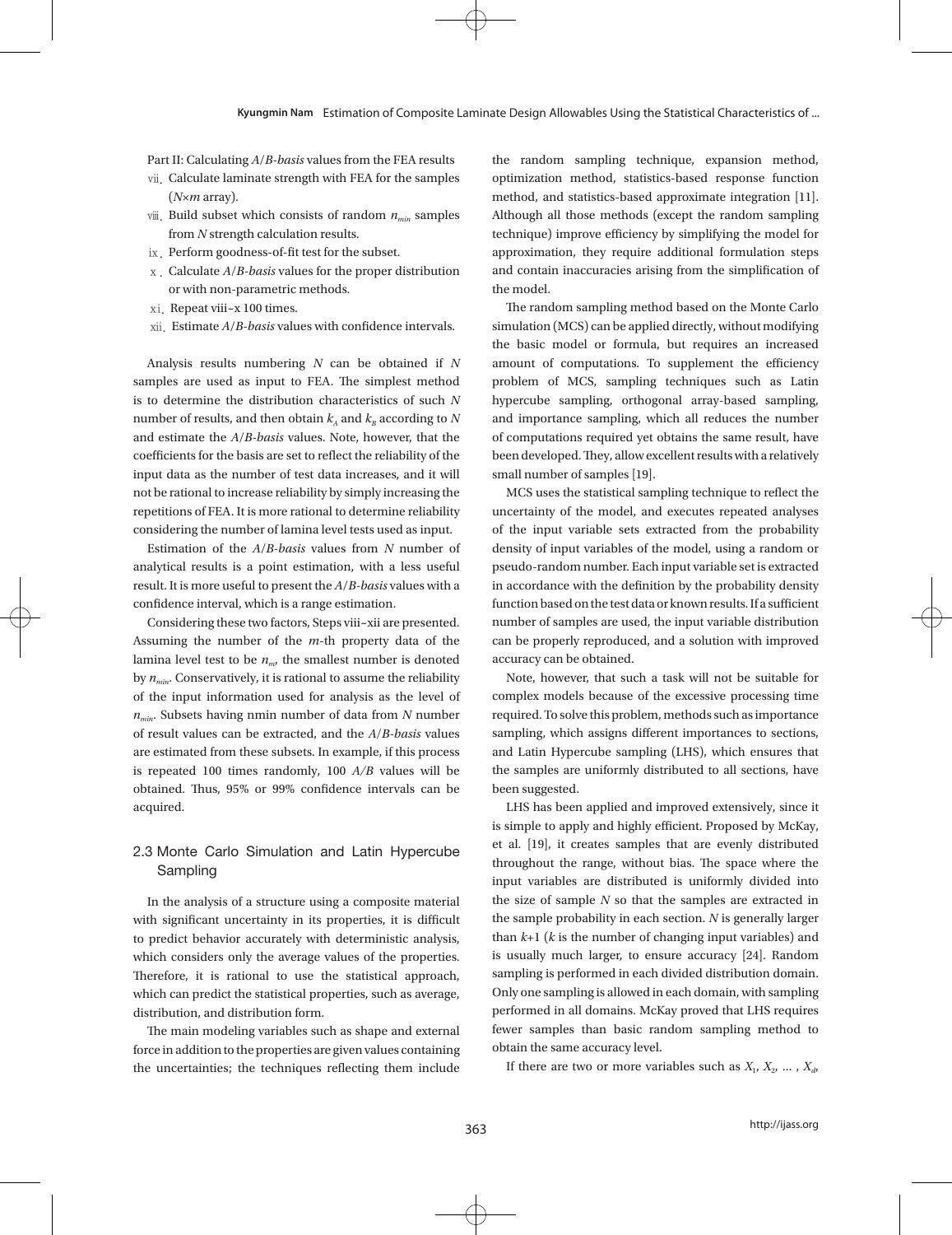Part II: Calculating *A*/*B-basis* values from the FEA results

vii. Calculate laminate strength with FEA for the samples ($N$×$m$ array).

viii. Build subset which consists of random $n_{min}$ samples from $N$ strength calculation results.

ix. Perform goodness-of-fit test for the subset.

x. Calculate *A*/*B-basis* values for the proper distribution or with non-parametric methods.

xi. Repeat viii~x 100 times.

xii. Estimate *A*/*B-basis* values with confidence intervals.

Analysis results numbering $N$ can be obtained if $N$ samples are used as input to FEA. The simplest method is to determine the distribution characteristics of such $N$ number of results, and then obtain $k_A$ and $k_B$ according to $N$ and estimate the *A*/*B-basis* values. Note, however, that the coefficients for the basis are set to reflect the reliability of the input data as the number of test data increases, and it will not be rational to increase reliability by simply increasing the repetitions of FEA. It is more rational to determine reliability considering the number of lamina level tests used as input.

Estimation of the *A*/*B-basis* values from $N$ number of analytical results is a point estimation, with a less useful result. It is more useful to present the *A*/*B-basis* values with a confidence interval, which is a range estimation.

Considering these two factors, Steps viii~xii are presented. Assuming the number of the $m$-th property data of the lamina level test to be $n_m$, the smallest number is denoted by $n_{min}$. Conservatively, it is rational to assume the reliability of the input information used for analysis as the level of $n_{min}$. Subsets having nmin number of data from $N$ number of result values can be extracted, and the *A*/*B-basis* values are estimated from these subsets. In example, if this process is repeated 100 times randomly, 100 *A/B* values will be obtained. Thus, 95% or 99% confidence intervals can be acquired.

## 2.3 Monte Carlo Simulation and Latin Hypercube Sampling

In the analysis of a structure using a composite material with significant uncertainty in its properties, it is difficult to predict behavior accurately with deterministic analysis, which considers only the average values of the properties. Therefore, it is rational to use the statistical approach, which can predict the statistical properties, such as average, distribution, and distribution form.

The main modeling variables such as shape and external force in addition to the properties are given values containing the uncertainties; the techniques reflecting them include the random sampling technique, expansion method, optimization method, statistics-based response function method, and statistics-based approximate integration [11]. Although all those methods (except the random sampling technique) improve efficiency by simplifying the model for approximation, they require additional formulation steps and contain inaccuracies arising from the simplification of the model.

The random sampling method based on the Monte Carlo simulation (MCS) can be applied directly, without modifying the basic model or formula, but requires an increased amount of computations. To supplement the efficiency problem of MCS, sampling techniques such as Latin hypercube sampling, orthogonal array-based sampling, and importance sampling, which all reduces the number of computations required yet obtains the same result, have been developed. They, allow excellent results with a relatively small number of samples [19].

MCS uses the statistical sampling technique to reflect the uncertainty of the model, and executes repeated analyses of the input variable sets extracted from the probability density of input variables of the model, using a random or pseudo-random number. Each input variable set is extracted in accordance with the definition by the probability density function based on the test data or known results. If a sufficient number of samples are used, the input variable distribution can be properly reproduced, and a solution with improved accuracy can be obtained.

Note, however, that such a task will not be suitable for complex models because of the excessive processing time required. To solve this problem, methods such as importance sampling, which assigns different importances to sections, and Latin Hypercube sampling (LHS), which ensures that the samples are uniformly distributed to all sections, have been suggested.

LHS has been applied and improved extensively, since it is simple to apply and highly efficient. Proposed by McKay, et al. [19], it creates samples that are evenly distributed throughout the range, without bias. The space where the input variables are distributed is uniformly divided into the size of sample $N$ so that the samples are extracted in the sample probability in each section. $N$ is generally larger than $k$+1 ($k$ is the number of changing input variables) and is usually much larger, to ensure accuracy [24]. Random sampling is performed in each divided distribution domain. Only one sampling is allowed in each domain, with sampling performed in all domains. McKay proved that LHS requires fewer samples than basic random sampling method to obtain the same accuracy level.

If there are two or more variables such as $X_1$, $X_2$, ... , $X_d$,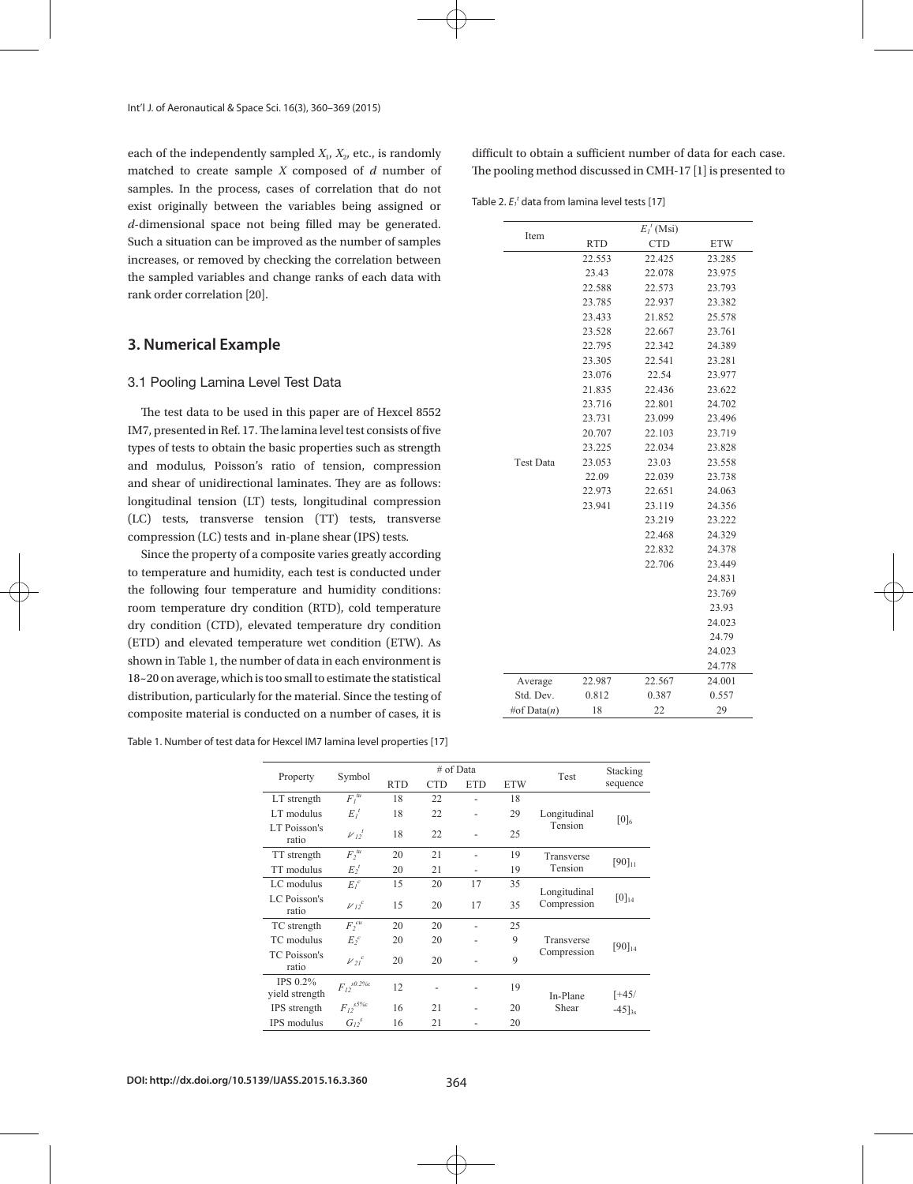each of the independently sampled $X_1$, $X_2$, etc., is randomly matched to create sample $X$ composed of $d$ number of samples. In the process, cases of correlation that do not exist originally between the variables being assigned or $d$-dimensional space not being filled may be generated. Such a situation can be improved as the number of samples increases, or removed by checking the correlation between the sampled variables and change ranks of each data with rank order correlation [20].

## 3. Numerical Example

### 3.1 Pooling Lamina Level Test Data

The test data to be used in this paper are of Hexcel 8552 IM7, presented in Ref. 17. The lamina level test consists of five types of tests to obtain the basic properties such as strength and modulus, Poisson's ratio of tension, compression and shear of unidirectional laminates. They are as follows: longitudinal tension (LT) tests, longitudinal compression (LC) tests, transverse tension (TT) tests, transverse compression (LC) tests and in-plane shear (IPS) tests.

Since the property of a composite varies greatly according to temperature and humidity, each test is conducted under the following four temperature and humidity conditions: room temperature dry condition (RTD), cold temperature dry condition (CTD), elevated temperature dry condition (ETD) and elevated temperature wet condition (ETW). As shown in Table 1, the number of data in each environment is 18~20 on average, which is too small to estimate the statistical distribution, particularly for the material. Since the testing of composite material is conducted on a number of cases, it is difficult to obtain a sufficient number of data for each case. The pooling method discussed in CMH-17 [1] is presented to

Table 1. Number of test data for Hexcel IM7 lamina level properties [17]

| Property | Symbol | # of Data | | | | Test | Stacking sequence |
|---|---|---|---|---|---|---|---|
| | | RTD | CTD | ETD | ETW | | |
| LT strength | $F_1^{tu}$ | 18 | 22 | - | 18 | Longitudinal Tension | $[0]_6$ |
| LT modulus | $E_1^t$ | 18 | 22 | - | 29 | | |
| LT Poisson's ratio | $\nu_{12}^t$ | 18 | 22 | - | 25 | | |
| TT strength | $F_2^{tu}$ | 20 | 21 | - | 19 | Transverse Tension | $[90]_{11}$ |
| TT modulus | $E_2^t$ | 20 | 21 | - | 19 | | |
| LC modulus | $E_1^c$ | 15 | 20 | 17 | 35 | Longitudinal Compression | $[0]_{14}$ |
| LC Poisson's ratio | $\nu_{12}^c$ | 15 | 20 | 17 | 35 | | |
| TC strength | $F_2^{cu}$ | 20 | 20 | - | 25 | Transverse Compression | $[90]_{14}$ |
| TC modulus | $E_2^c$ | 20 | 20 | - | 9 | | |
| TC Poisson's ratio | $\nu_{21}^c$ | 20 | 20 | - | 9 | | |
| IPS 0.2% yield strength | $F_{12}^{s0.2\%c}$ | 12 | - | - | 19 | In-Plane Shear | $[+45/-45]_{3s}$ |
| IPS strength | $F_{12}^{s5\%c}$ | 16 | 21 | - | 20 | | |
| IPS modulus | $G_{12}^s$ | 16 | 21 | - | 20 | | |

Table 2. $E_1^t$ data from lamina level tests [17]

| Item | $E_1^t$ (Msi) | | |
|---|---|---|---|
| | RTD | CTD | ETW |
| Test Data | 22.553 | 22.425 | 23.285 |
| | 23.43 | 22.078 | 23.975 |
| | 22.588 | 22.573 | 23.793 |
| | 23.785 | 22.937 | 23.382 |
| | 23.433 | 21.852 | 25.578 |
| | 23.528 | 22.667 | 23.761 |
| | 22.795 | 22.342 | 24.389 |
| | 23.305 | 22.541 | 23.281 |
| | 23.076 | 22.54 | 23.977 |
| | 21.835 | 22.436 | 23.622 |
| | 23.716 | 22.801 | 24.702 |
| | 23.731 | 23.099 | 23.496 |
| | 20.707 | 22.103 | 23.719 |
| | 23.225 | 22.034 | 23.828 |
| | 23.053 | 23.03 | 23.558 |
| | 22.09 | 22.039 | 23.738 |
| | 22.973 | 22.651 | 24.063 |
| | 23.941 | 23.119 | 24.356 |
| | | 23.219 | 23.222 |
| | | 22.468 | 24.329 |
| | | 22.832 | 24.378 |
| | | 22.706 | 23.449 |
| | | | 24.831 |
| | | | 23.769 |
| | | | 23.93 |
| | | | 24.023 |
| | | | 24.79 |
| | | | 24.023 |
| | | | 24.778 |
| Average | 22.987 | 22.567 | 24.001 |
| Std. Dev. | 0.812 | 0.387 | 0.557 |
| #of Data($n$) | 18 | 22 | 29 |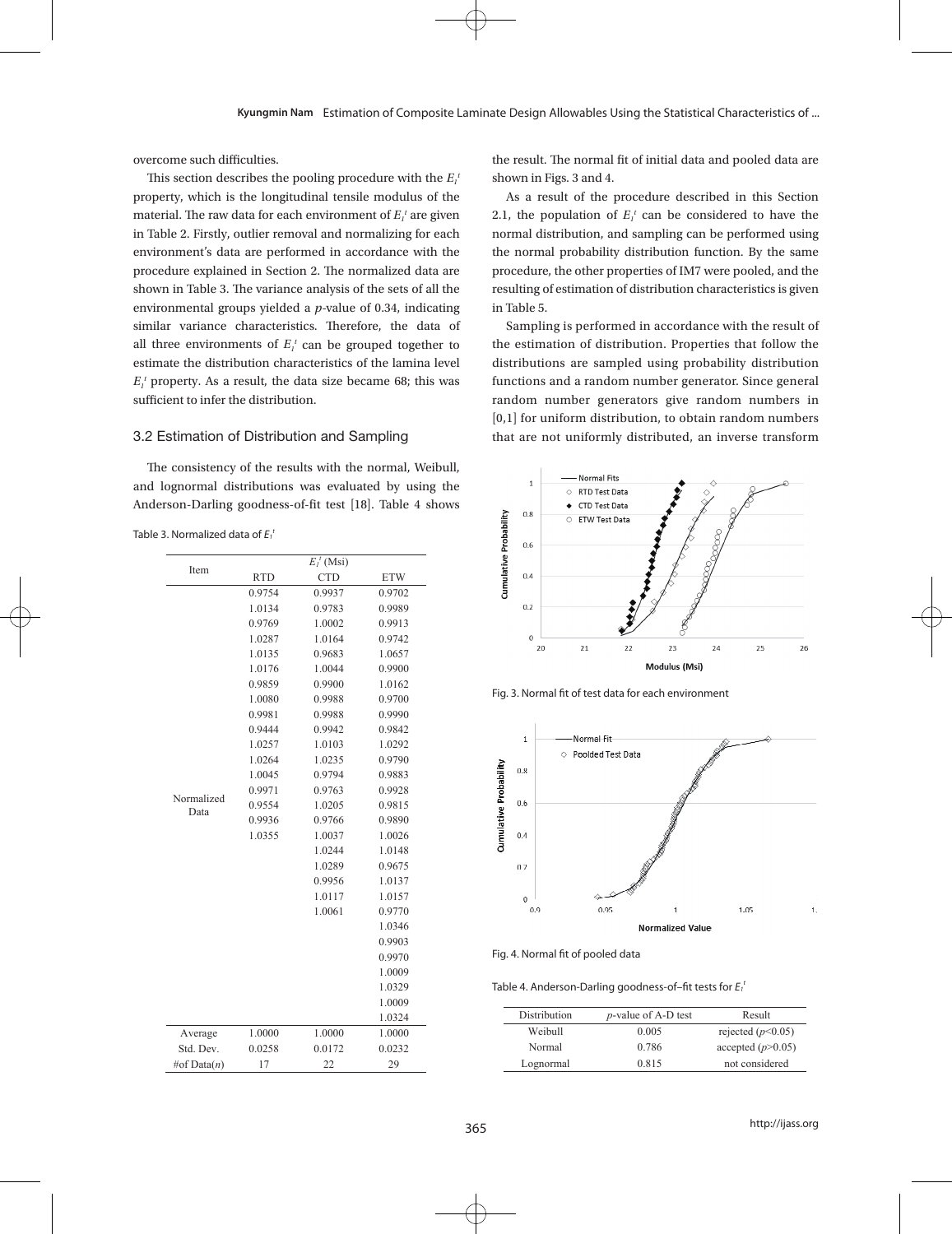overcome such difficulties.

This section describes the pooling procedure with the $E_1^t$ property, which is the longitudinal tensile modulus of the material. The raw data for each environment of $E_1^t$ are given in Table 2. Firstly, outlier removal and normalizing for each environment's data are performed in accordance with the procedure explained in Section 2. The normalized data are shown in Table 3. The variance analysis of the sets of all the environmental groups yielded a $p$-value of 0.34, indicating similar variance characteristics. Therefore, the data of all three environments of $E_1^t$ can be grouped together to estimate the distribution characteristics of the lamina level $E_1^t$ property. As a result, the data size became 68; this was sufficient to infer the distribution.

### 3.2 Estimation of Distribution and Sampling

The consistency of the results with the normal, Weibull, and lognormal distributions was evaluated by using the Anderson-Darling goodness-of-fit test [18]. Table 4 shows the result. The normal fit of initial data and pooled data are shown in Figs. 3 and 4.

As a result of the procedure described in this Section 2.1, the population of $E_1^t$ can be considered to have the normal distribution, and sampling can be performed using the normal probability distribution function. By the same procedure, the other properties of IM7 were pooled, and the resulting of estimation of distribution characteristics is given in Table 5.

Sampling is performed in accordance with the result of the estimation of distribution. Properties that follow the distributions are sampled using probability distribution functions and a random number generator. Since general random number generators give random numbers in [0,1] for uniform distribution, to obtain random numbers that are not uniformly distributed, an inverse transform

Table 3. Normalized data of $E_1^t$

| Item | $E_1^t$ (Msi) | | |
|---|---|---|---|
| | RTD | CTD | ETW |
| Normalized Data | 0.9754 | 0.9937 | 0.9702 |
| | 1.0134 | 0.9783 | 0.9989 |
| | 0.9769 | 1.0002 | 0.9913 |
| | 1.0287 | 1.0164 | 0.9742 |
| | 1.0135 | 0.9683 | 1.0657 |
| | 1.0176 | 1.0044 | 0.9900 |
| | 0.9859 | 0.9900 | 1.0162 |
| | 1.0080 | 0.9988 | 0.9700 |
| | 0.9981 | 0.9988 | 0.9990 |
| | 0.9444 | 0.9942 | 0.9842 |
| | 1.0257 | 1.0103 | 1.0292 |
| | 1.0264 | 1.0235 | 0.9790 |
| | 1.0045 | 0.9794 | 0.9883 |
| | 0.9971 | 0.9763 | 0.9928 |
| | 0.9554 | 1.0205 | 0.9815 |
| | 0.9936 | 0.9766 | 0.9890 |
| | 1.0355 | 1.0037 | 1.0026 |
| | | 1.0244 | 1.0148 |
| | | 1.0289 | 0.9675 |
| | | 0.9956 | 1.0137 |
| | | 1.0117 | 1.0157 |
| | | 1.0061 | 0.9770 |
| | | | 1.0346 |
| | | | 0.9903 |
| | | | 0.9970 |
| | | | 1.0009 |
| | | | 1.0329 |
| | | | 1.0009 |
| | | | 1.0324 |
| Average | 1.0000 | 1.0000 | 1.0000 |
| Std. Dev. | 0.0258 | 0.0172 | 0.0232 |
| #of Data($n$) | 17 | 22 | 29 |

Fig. 3. Normal fit of test data for each environment

Fig. 4. Normal fit of pooled data

Table 4. Anderson-Darling goodness-of–fit tests for $E_1^t$

| Distribution | $p$-value of A-D test | Result |
|---|---|---|
| Weibull | 0.005 | rejected ($p$<0.05) |
| Normal | 0.786 | accepted ($p$>0.05) |
| Lognormal | 0.815 | not considered |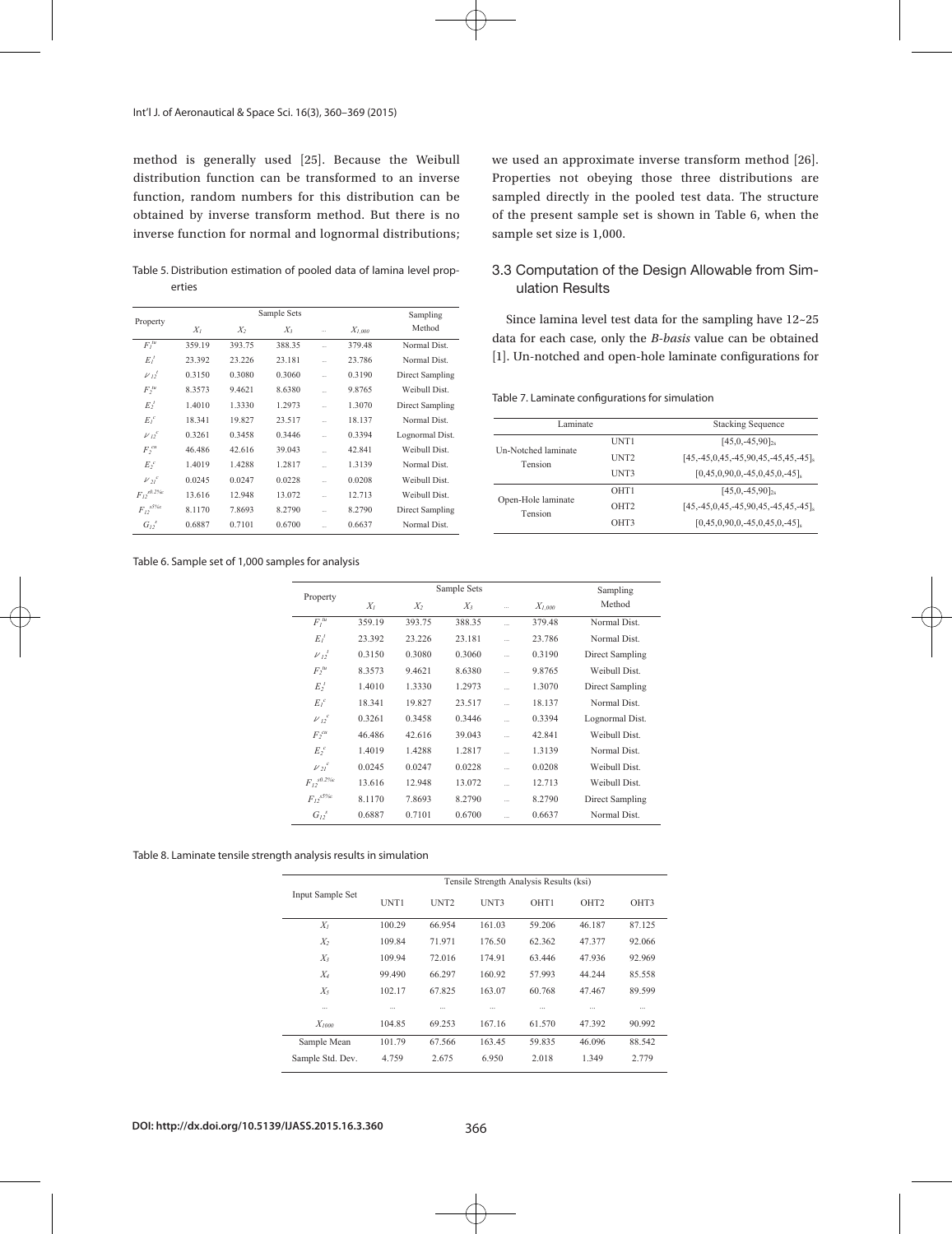method is generally used [25]. Because the Weibull distribution function can be transformed to an inverse function, random numbers for this distribution can be obtained by inverse transform method. But there is no inverse function for normal and lognormal distributions; we used an approximate inverse transform method [26]. Properties not obeying those three distributions are sampled directly in the pooled test data. The structure of the present sample set is shown in Table 6, when the sample set size is 1,000.

Table 5. Distribution estimation of pooled data of lamina level properties

| Property | Sample Sets | | | | | Sampling Method |
|---|---|---|---|---|---|---|
| | $X_1$ | $X_2$ | $X_3$ | ... | $X_{1,000}$ | |
| $F_1^{tu}$ | 359.19 | 393.75 | 388.35 | ... | 379.48 | Normal Dist. |
| $E_1^t$ | 23.392 | 23.226 | 23.181 | ... | 23.786 | Normal Dist. |
| $\nu_{12}^t$ | 0.3150 | 0.3080 | 0.3060 | ... | 0.3190 | Direct Sampling |
| $F_2^{tu}$ | 8.3573 | 9.4621 | 8.6380 | ... | 9.8765 | Weibull Dist. |
| $E_2^t$ | 1.4010 | 1.3330 | 1.2973 | ... | 1.3070 | Direct Sampling |
| $E_1^c$ | 18.341 | 19.827 | 23.517 | ... | 18.137 | Normal Dist. |
| $\nu_{12}^c$ | 0.3261 | 0.3458 | 0.3446 | ... | 0.3394 | Lognormal Dist. |
| $F_2^{cu}$ | 46.486 | 42.616 | 39.043 | ... | 42.841 | Weibull Dist. |
| $E_2^c$ | 1.4019 | 1.4288 | 1.2817 | ... | 1.3139 | Normal Dist. |
| $\nu_{21}^c$ | 0.0245 | 0.0247 | 0.0228 | ... | 0.0208 | Weibull Dist. |
| $F_{12}^{s0.2\%o}$ | 13.616 | 12.948 | 13.072 | ... | 12.713 | Weibull Dist. |
| $F_{12}^{s5\%}$ | 8.1170 | 7.8693 | 8.2790 | ... | 8.2790 | Direct Sampling |
| $G_{12}^s$ | 0.6887 | 0.7101 | 0.6700 | ... | 0.6637 | Normal Dist. |

## 3.3 Computation of the Design Allowable from Simulation Results

Since lamina level test data for the sampling have 12–25 data for each case, only the *B-basis* value can be obtained [1]. Un-notched and open-hole laminate configurations for

Table 7. Laminate configurations for simulation

| Laminate | | Stacking Sequence |
|---|---|---|
| Un-Notched laminate Tension | UNT1 | $[45,0,-45,90]_{2s}$ |
| | UNT2 | $[45,-45,0,45,-45,90,45,-45,45,-45]_s$ |
| | UNT3 | $[0,45,0,90,0,-45,0,45,0,-45]_s$ |
| Open-Hole laminate Tension | OHT1 | $[45,0,-45,90]_{2s}$ |
| | OHT2 | $[45,-45,0,45,-45,90,45,-45,45,-45]_s$ |
| | OHT3 | $[0,45,0,90,0,-45,0,45,0,-45]_s$ |

Table 6. Sample set of 1,000 samples for analysis

| Property | Sample Sets | | | | | Sampling Method |
|---|---|---|---|---|---|---|
| | $X_1$ | $X_2$ | $X_3$ | ... | $X_{1,000}$ | |
| $F_1^{tu}$ | 359.19 | 393.75 | 388.35 | ... | 379.48 | Normal Dist. |
| $E_1^t$ | 23.392 | 23.226 | 23.181 | ... | 23.786 | Normal Dist. |
| $\nu_{12}^t$ | 0.3150 | 0.3080 | 0.3060 | ... | 0.3190 | Direct Sampling |
| $F_2^{tu}$ | 8.3573 | 9.4621 | 8.6380 | ... | 9.8765 | Weibull Dist. |
| $E_2^t$ | 1.4010 | 1.3330 | 1.2973 | ... | 1.3070 | Direct Sampling |
| $E_1^c$ | 18.341 | 19.827 | 23.517 | ... | 18.137 | Normal Dist. |
| $\nu_{12}^c$ | 0.3261 | 0.3458 | 0.3446 | ... | 0.3394 | Lognormal Dist. |
| $F_2^{cu}$ | 46.486 | 42.616 | 39.043 | ... | 42.841 | Weibull Dist. |
| $E_2^c$ | 1.4019 | 1.4288 | 1.2817 | ... | 1.3139 | Normal Dist. |
| $\nu_{21}^c$ | 0.0245 | 0.0247 | 0.0228 | ... | 0.0208 | Weibull Dist. |
| $F_{12}^{s0.2\%o}$ | 13.616 | 12.948 | 13.072 | ... | 12.713 | Weibull Dist. |
| $F_{12}^{s5\%}$ | 8.1170 | 7.8693 | 8.2790 | ... | 8.2790 | Direct Sampling |
| $G_{12}^s$ | 0.6887 | 0.7101 | 0.6700 | ... | 0.6637 | Normal Dist. |

Table 8. Laminate tensile strength analysis results in simulation

| Input Sample Set | Tensile Strength Analysis Results (ksi) | | | | | |
|---|---|---|---|---|---|---|
| | UNT1 | UNT2 | UNT3 | OHT1 | OHT2 | OHT3 |
| $X_1$ | 100.29 | 66.954 | 161.03 | 59.206 | 46.187 | 87.125 |
| $X_2$ | 109.84 | 71.971 | 176.50 | 62.362 | 47.377 | 92.066 |
| $X_3$ | 109.94 | 72.016 | 174.91 | 63.446 | 47.936 | 92.969 |
| $X_4$ | 99.490 | 66.297 | 160.92 | 57.993 | 44.244 | 85.558 |
| $X_5$ | 102.17 | 67.825 | 163.07 | 60.768 | 47.467 | 89.599 |
| ... | ... | ... | ... | ... | ... | ... |
| $X_{1000}$ | 104.85 | 69.253 | 167.16 | 61.570 | 47.392 | 90.992 |
| Sample Mean | 101.79 | 67.566 | 163.45 | 59.835 | 46.096 | 88.542 |
| Sample Std. Dev. | 4.759 | 2.675 | 6.950 | 2.018 | 1.349 | 2.779 |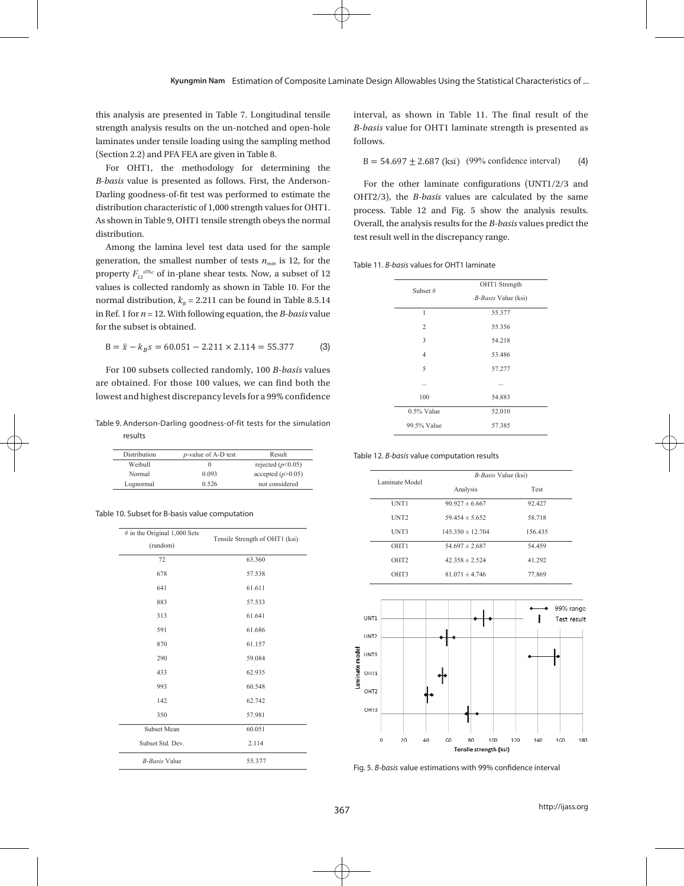this analysis are presented in Table 7. Longitudinal tensile strength analysis results on the un-notched and open-hole laminates under tensile loading using the sampling method (Section 2.2) and PFA FEA are given in Table 8.

For OHT1, the methodology for determining the *B-basis* value is presented as follows. First, the Anderson-Darling goodness-of-fit test was performed to estimate the distribution characteristic of 1,000 strength values for OHT1. As shown in Table 9, OHT1 tensile strength obeys the normal distribution.

Among the lamina level test data used for the sample generation, the smallest number of tests $n_{min}$ is 12, for the property $F_{12}^{s5\%c}$ of in-plane shear tests. Now, a subset of 12 values is collected randomly as shown in Table 10. For the normal distribution, $k_B$ = 2.211 can be found in Table 8.5.14 in Ref. 1 for *n* = 12. With following equation, the *B-basis* value for the subset is obtained.

$$\mathrm{B} = \bar{x} - k_B s = 60.051 - 2.211 \times 2.114 = 55.377 \qquad (3)$$

For 100 subsets collected randomly, 100 *B-basis* values are obtained. For those 100 values, we can find both the lowest and highest discrepancy levels for a 99% confidence interval, as shown in Table 11. The final result of the *B-basis* value for OHT1 laminate strength is presented as follows.

$$\mathrm{B} = 54.697 \pm 2.687\ (\mathrm{ksi})\ \ (99\%\ \text{confidence interval}) \qquad (4)$$

For the other laminate configurations (UNT1/2/3 and OHT2/3), the *B-basis* values are calculated by the same process. Table 12 and Fig. 5 show the analysis results. Overall, the analysis results for the *B-basis* values predict the test result well in the discrepancy range.

Table 9. Anderson-Darling goodness-of-fit tests for the simulation results

| Distribution | *p*-value of A-D test | Result |
|---|---|---|
| Weibull | 0 | rejected ($p$<0.05) |
| Normal | 0.093 | accepted ($p$>0.05) |
| Lognormal | 0.526 | not considered |

Table 10. Subset for B-basis value computation

| # in the Original 1,000 Sets (random) | Tensile Strength of OHT1 (ksi) |
|---|---|
| 72 | 63.360 |
| 678 | 57.538 |
| 641 | 61.611 |
| 883 | 57.533 |
| 313 | 61.641 |
| 591 | 61.686 |
| 870 | 61.157 |
| 290 | 59.084 |
| 433 | 62.935 |
| 993 | 60.548 |
| 142 | 62.742 |
| 350 | 57.981 |
| Subset Mean | 60.051 |
| Subset Std. Dev. | 2.114 |
| *B-Basis* Value | 55.377 |

Table 11. *B-basis* values for OHT1 laminate

| Subset # | OHT1 Strength *B-Basis* Value (ksi) |
|---|---|
| 1 | 55.377 |
| 2 | 55.356 |
| 3 | 54.218 |
| 4 | 53.486 |
| 5 | 57.277 |
| ... | ... |
| 100 | 54.883 |
| 0.5% Value | 52.010 |
| 99.5% Value | 57.385 |

Table 12. *B-basis* value computation results

| Laminate Model | *B-Basis* Value (ksi) | |
|---|---|---|
| | Analysis | Test |
| UNT1 | 90.927 ± 6.667 | 92.427 |
| UNT2 | 59.454 ± 5.652 | 58.718 |
| UNT3 | 145.350 ± 12.704 | 156.435 |
| OHT1 | 54.697 ± 2.687 | 54.459 |
| OHT2 | 42.358 ± 2.524 | 41.292 |
| OHT3 | 81.071 ± 4.746 | 77.869 |

Fig. 5. *B-basis* value estimations with 99% confidence interval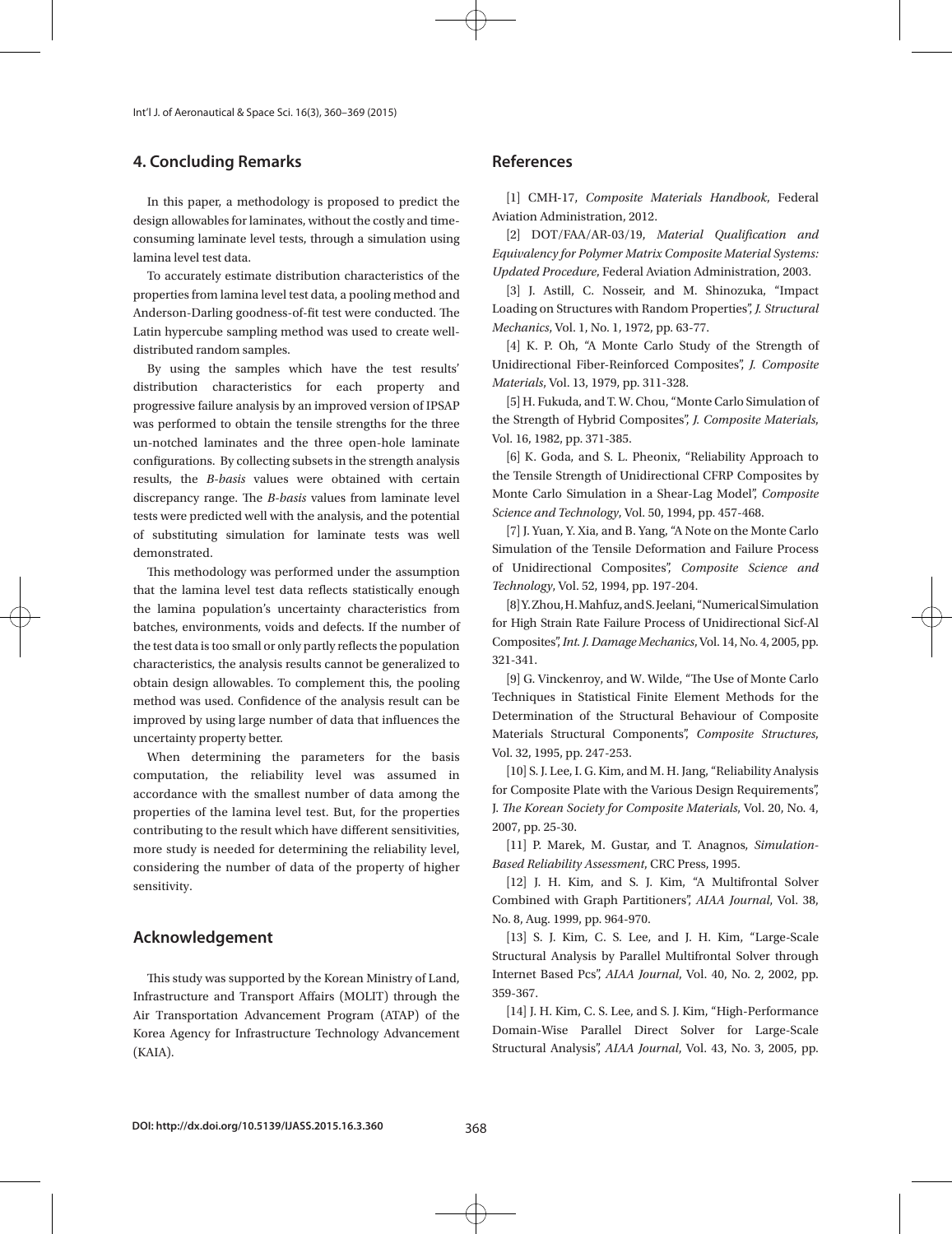## 4. Concluding Remarks

In this paper, a methodology is proposed to predict the design allowables for laminates, without the costly and time-consuming laminate level tests, through a simulation using lamina level test data.

To accurately estimate distribution characteristics of the properties from lamina level test data, a pooling method and Anderson-Darling goodness-of-fit test were conducted. The Latin hypercube sampling method was used to create well-distributed random samples.

By using the samples which have the test results' distribution characteristics for each property and progressive failure analysis by an improved version of IPSAP was performed to obtain the tensile strengths for the three un-notched laminates and the three open-hole laminate configurations. By collecting subsets in the strength analysis results, the *B-basis* values were obtained with certain discrepancy range. The *B-basis* values from laminate level tests were predicted well with the analysis, and the potential of substituting simulation for laminate tests was well demonstrated.

This methodology was performed under the assumption that the lamina level test data reflects statistically enough the lamina population's uncertainty characteristics from batches, environments, voids and defects. If the number of the test data is too small or only partly reflects the population characteristics, the analysis results cannot be generalized to obtain design allowables. To complement this, the pooling method was used. Confidence of the analysis result can be improved by using large number of data that influences the uncertainty property better.

When determining the parameters for the basis computation, the reliability level was assumed in accordance with the smallest number of data among the properties of the lamina level test. But, for the properties contributing to the result which have different sensitivities, more study is needed for determining the reliability level, considering the number of data of the property of higher sensitivity.

## Acknowledgement

This study was supported by the Korean Ministry of Land, Infrastructure and Transport Affairs (MOLIT) through the Air Transportation Advancement Program (ATAP) of the Korea Agency for Infrastructure Technology Advancement (KAIA).

## References

[1] CMH-17, *Composite Materials Handbook*, Federal Aviation Administration, 2012.

[2] DOT/FAA/AR-03/19, *Material Qualification and Equivalency for Polymer Matrix Composite Material Systems: Updated Procedure*, Federal Aviation Administration, 2003.

[3] J. Astill, C. Nosseir, and M. Shinozuka, "Impact Loading on Structures with Random Properties", *J. Structural Mechanics*, Vol. 1, No. 1, 1972, pp. 63-77.

[4] K. P. Oh, "A Monte Carlo Study of the Strength of Unidirectional Fiber-Reinforced Composites", *J. Composite Materials*, Vol. 13, 1979, pp. 311-328.

[5] H. Fukuda, and T. W. Chou, "Monte Carlo Simulation of the Strength of Hybrid Composites", *J. Composite Materials*, Vol. 16, 1982, pp. 371-385.

[6] K. Goda, and S. L. Pheonix, "Reliability Approach to the Tensile Strength of Unidirectional CFRP Composites by Monte Carlo Simulation in a Shear-Lag Model", *Composite Science and Technology*, Vol. 50, 1994, pp. 457-468.

[7] J. Yuan, Y. Xia, and B. Yang, "A Note on the Monte Carlo Simulation of the Tensile Deformation and Failure Process of Unidirectional Composites", *Composite Science and Technology*, Vol. 52, 1994, pp. 197-204.

[8] Y. Zhou, H. Mahfuz, and S. Jeelani, "Numerical Simulation for High Strain Rate Failure Process of Unidirectional Sicf-Al Composites", *Int. J. Damage Mechanics*, Vol. 14, No. 4, 2005, pp. 321-341.

[9] G. Vinckenroy, and W. Wilde, "The Use of Monte Carlo Techniques in Statistical Finite Element Methods for the Determination of the Structural Behaviour of Composite Materials Structural Components", *Composite Structures*, Vol. 32, 1995, pp. 247-253.

[10] S. J. Lee, I. G. Kim, and M. H. Jang, "Reliability Analysis for Composite Plate with the Various Design Requirements", J. *The Korean Society for Composite Materials*, Vol. 20, No. 4, 2007, pp. 25-30.

[11] P. Marek, M. Gustar, and T. Anagnos, *Simulation-Based Reliability Assessment*, CRC Press, 1995.

[12] J. H. Kim, and S. J. Kim, "A Multifrontal Solver Combined with Graph Partitioners", *AIAA Journal*, Vol. 38, No. 8, Aug. 1999, pp. 964-970.

[13] S. J. Kim, C. S. Lee, and J. H. Kim, "Large-Scale Structural Analysis by Parallel Multifrontal Solver through Internet Based Pcs", *AIAA Journal*, Vol. 40, No. 2, 2002, pp. 359-367.

[14] J. H. Kim, C. S. Lee, and S. J. Kim, "High-Performance Domain-Wise Parallel Direct Solver for Large-Scale Structural Analysis", *AIAA Journal*, Vol. 43, No. 3, 2005, pp.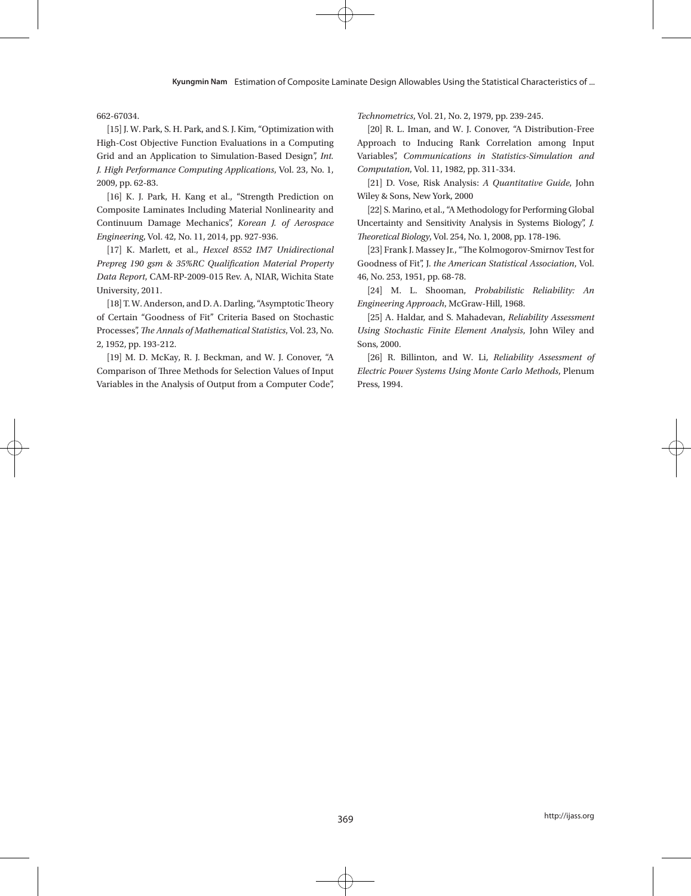662-67034.

[15] J. W. Park, S. H. Park, and S. J. Kim, "Optimization with High-Cost Objective Function Evaluations in a Computing Grid and an Application to Simulation-Based Design", *Int. J. High Performance Computing Applications*, Vol. 23, No. 1, 2009, pp. 62-83.

[16] K. J. Park, H. Kang et al., "Strength Prediction on Composite Laminates Including Material Nonlinearity and Continuum Damage Mechanics", *Korean J. of Aerospace Engineering*, Vol. 42, No. 11, 2014, pp. 927-936.

[17] K. Marlett, et al., *Hexcel 8552 IM7 Unidirectional Prepreg 190 gsm & 35%RC Qualification Material Property Data Report*, CAM-RP-2009-015 Rev. A, NIAR, Wichita State University, 2011.

[18] T. W. Anderson, and D. A. Darling, "Asymptotic Theory of Certain "Goodness of Fit" Criteria Based on Stochastic Processes", *The Annals of Mathematical Statistics*, Vol. 23, No. 2, 1952, pp. 193-212.

[19] M. D. McKay, R. J. Beckman, and W. J. Conover, "A Comparison of Three Methods for Selection Values of Input Variables in the Analysis of Output from a Computer Code", *Technometrics*, Vol. 21, No. 2, 1979, pp. 239-245.

[20] R. L. Iman, and W. J. Conover, "A Distribution-Free Approach to Inducing Rank Correlation among Input Variables", *Communications in Statistics-Simulation and Computation*, Vol. 11, 1982, pp. 311-334.

[21] D. Vose, Risk Analysis: *A Quantitative Guide*, John Wiley & Sons, New York, 2000

[22] S. Marino, et al., "A Methodology for Performing Global Uncertainty and Sensitivity Analysis in Systems Biology", *J. Theoretical Biology*, Vol. 254, No. 1, 2008, pp. 178-196.

[23] Frank J. Massey Jr., "The Kolmogorov-Smirnov Test for Goodness of Fit", J. *the American Statistical Association*, Vol. 46, No. 253, 1951, pp. 68-78.

[24] M. L. Shooman, *Probabilistic Reliability: An Engineering Approach*, McGraw-Hill, 1968.

[25] A. Haldar, and S. Mahadevan, *Reliability Assessment Using Stochastic Finite Element Analysis*, John Wiley and Sons, 2000.

[26] R. Billinton, and W. Li, *Reliability Assessment of Electric Power Systems Using Monte Carlo Methods*, Plenum Press, 1994.